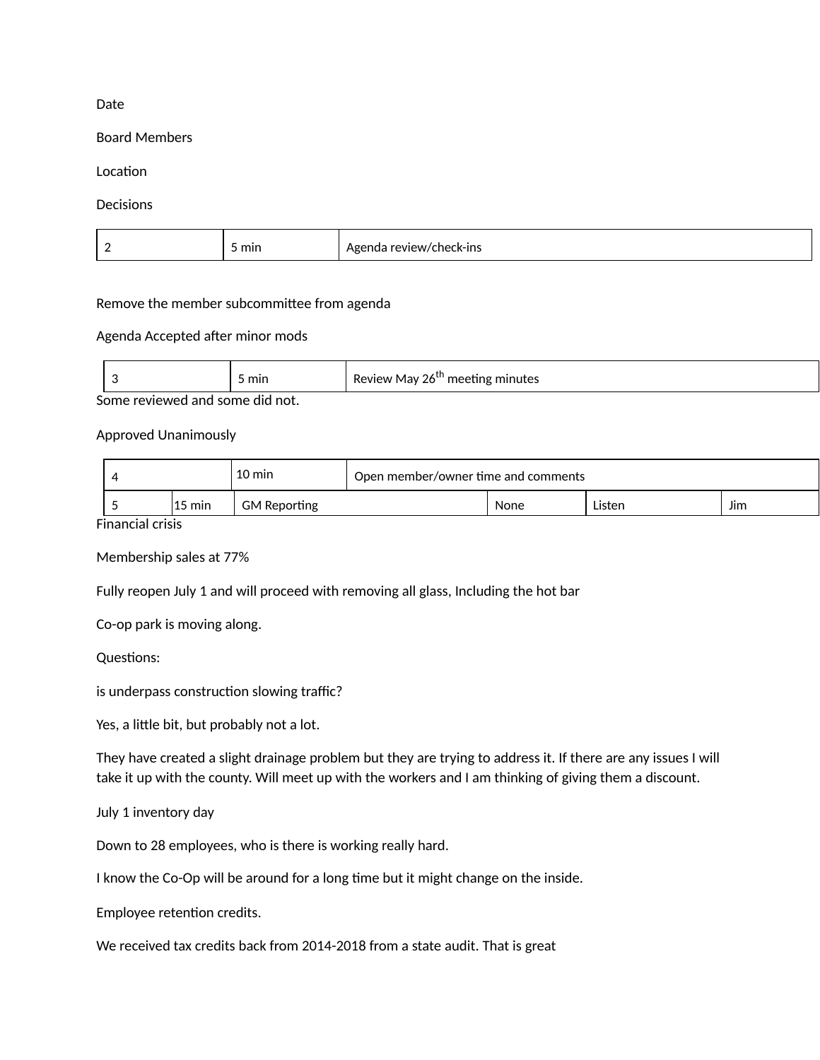Date

Board Members

Location

Decisions

| 2 | 5 min | Agenda review/check-ins |
|---|---|---|

Remove the member subcommittee from agenda

Agenda Accepted after minor mods

| 3 | 5 min | Review May 26th meeting minutes |
|---|---|---|

Some reviewed and some did not.

Approved Unanimously

| 4 | | 10 min | Open member/owner time and comments | | | |
|---|---|---|---|---|---|---|
| 5 | 15 min | | GM Reporting | None | Listen | Jim |

Financial crisis

Membership sales at 77%

Fully reopen July 1 and will proceed with removing all glass, Including the hot bar

Co-op park is moving along.

Questions:

is underpass construction slowing traffic?

Yes, a little bit, but probably not a lot.

They have created a slight drainage problem but they are trying to address it. If there are any issues I will take it up with the county. Will meet up with the workers and I am thinking of giving them a discount.

July 1 inventory day

Down to 28 employees, who is there is working really hard.

I know the Co-Op will be around for a long time but it might change on the inside.

Employee retention credits.

We received tax credits back from 2014-2018 from a state audit. That is great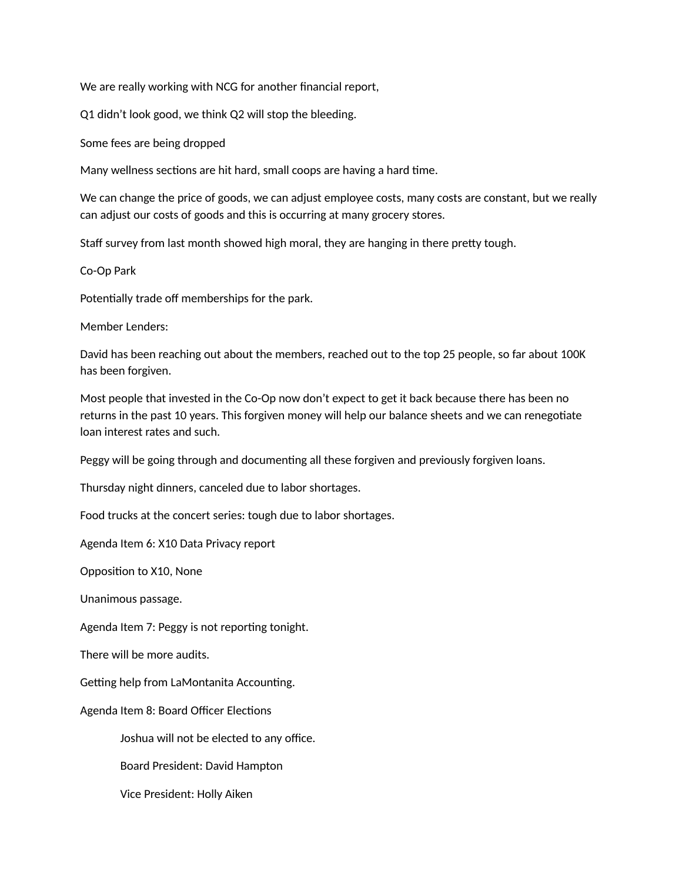We are really working with NCG for another financial report,

Q1 didn't look good, we think Q2 will stop the bleeding.

Some fees are being dropped

Many wellness sections are hit hard, small coops are having a hard time.

We can change the price of goods, we can adjust employee costs, many costs are constant, but we really can adjust our costs of goods and this is occurring at many grocery stores.

Staff survey from last month showed high moral, they are hanging in there pretty tough.

Co-Op Park

Potentially trade off memberships for the park.

Member Lenders:

David has been reaching out about the members, reached out to the top 25 people, so far about 100K has been forgiven.

Most people that invested in the Co-Op now don't expect to get it back because there has been no returns in the past 10 years. This forgiven money will help our balance sheets and we can renegotiate loan interest rates and such.

Peggy will be going through and documenting all these forgiven and previously forgiven loans.

Thursday night dinners, canceled due to labor shortages.

Food trucks at the concert series: tough due to labor shortages.

Agenda Item 6: X10 Data Privacy report

Opposition to X10, None

Unanimous passage.

Agenda Item 7: Peggy is not reporting tonight.

There will be more audits.

Getting help from LaMontanita Accounting.

Agenda Item 8: Board Officer Elections

> Joshua will not be elected to any office.
>
> Board President: David Hampton
>
> Vice President: Holly Aiken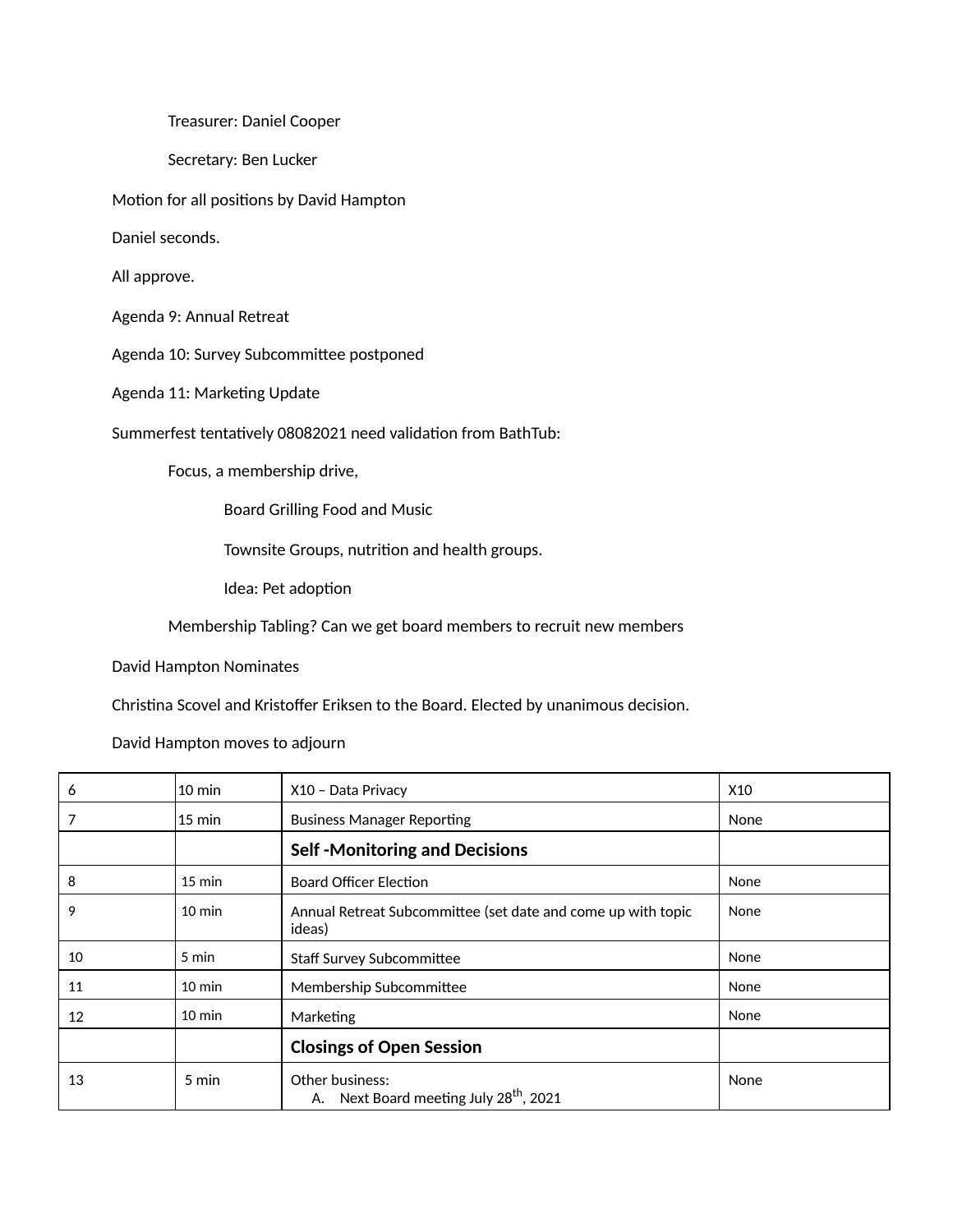Treasurer: Daniel Cooper

Secretary: Ben Lucker

Motion for all positions by David Hampton

Daniel seconds.

All approve.

Agenda 9: Annual Retreat

Agenda 10: Survey Subcommittee postponed

Agenda 11: Marketing Update

Summerfest tentatively 08082021 need validation from BathTub:

- Focus, a membership drive,
    - Board Grilling Food and Music
    - Townsite Groups, nutrition and health groups.
    - Idea: Pet adoption
- Membership Tabling? Can we get board members to recruit new members

David Hampton Nominates

Christina Scovel and Kristoffer Eriksen to the Board. Elected by unanimous decision.

David Hampton moves to adjourn

| | | | |
|---|---|---|---|
| 6 | 10 min | X10 – Data Privacy | X10 |
| 7 | 15 min | Business Manager Reporting | None |
| | | **Self -Monitoring and Decisions** | |
| 8 | 15 min | Board Officer Election | None |
| 9 | 10 min | Annual Retreat Subcommittee (set date and come up with topic ideas) | None |
| 10 | 5 min | Staff Survey Subcommittee | None |
| 11 | 10 min | Membership Subcommittee | None |
| 12 | 10 min | Marketing | None |
| | | **Closings of Open Session** | |
| 13 | 5 min | Other business:<br>A. Next Board meeting July 28th, 2021 | None |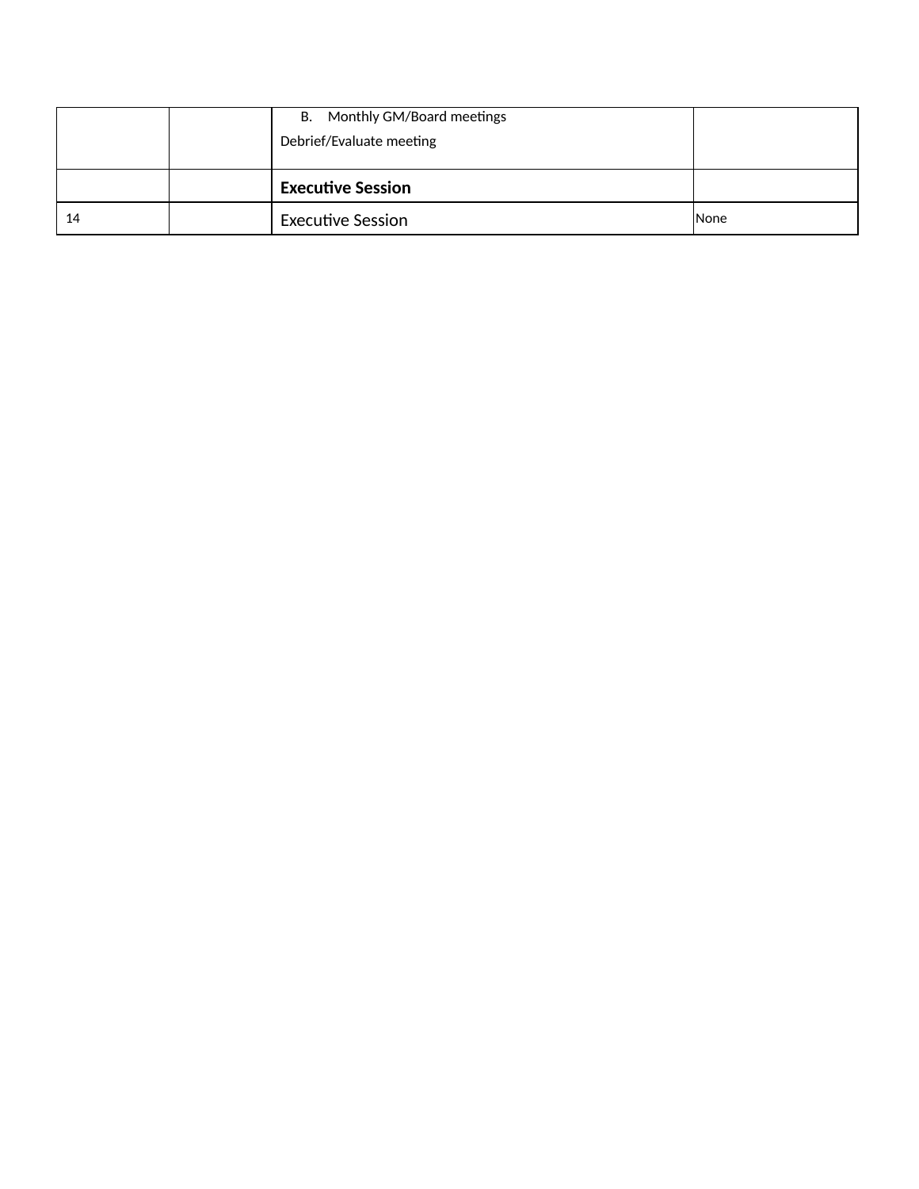| | | | |
|---|---|---|---|
| | | B. Monthly GM/Board meetings<br>Debrief/Evaluate meeting | |
| | | **Executive Session** | |
| 14 | | Executive Session | None |